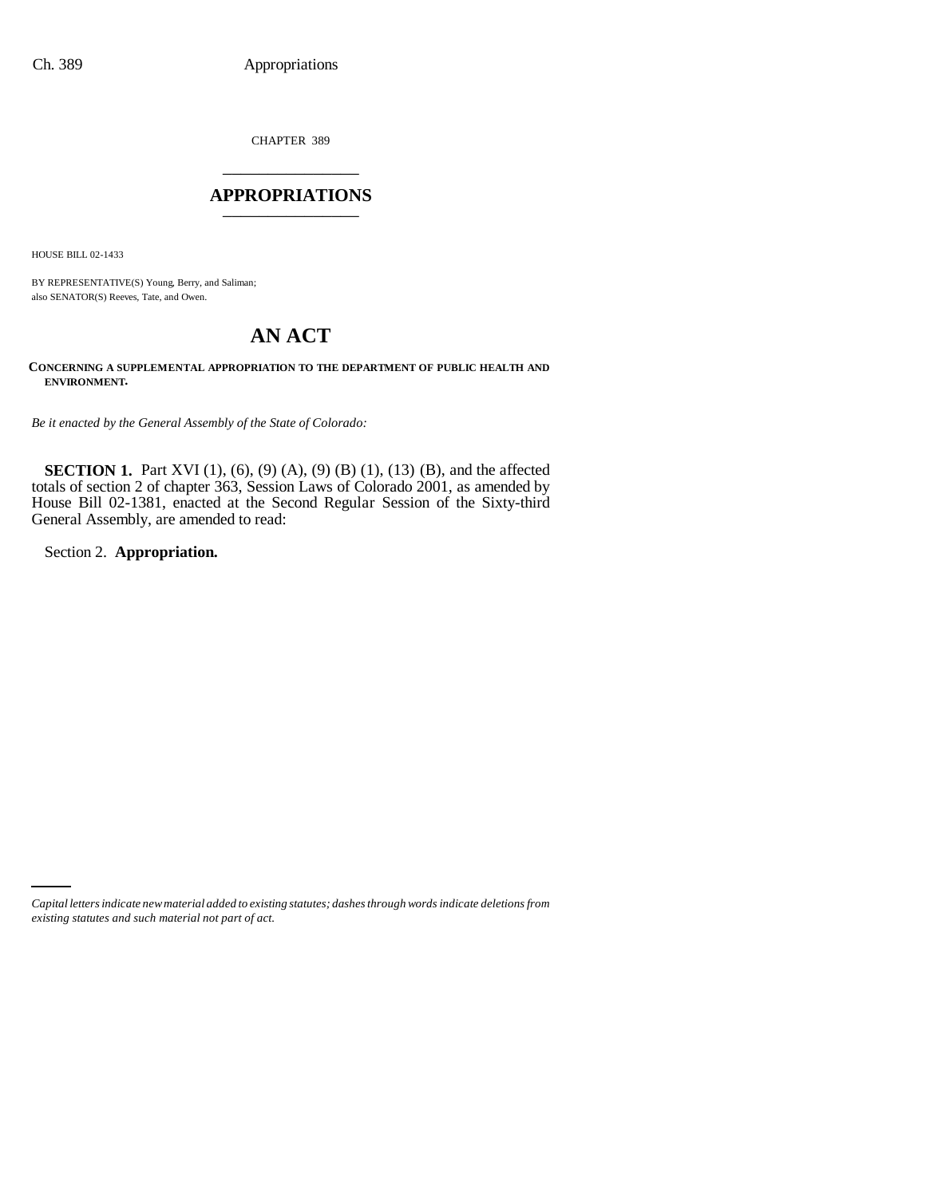CHAPTER 389

# APPROPRIATIONS

HOUSE BILL 02-1433

BY REPRESENTATIVE(S) Young, Berry, and Saliman;
also SENATOR(S) Reeves, Tate, and Owen.

# AN ACT

**CONCERNING A SUPPLEMENTAL APPROPRIATION TO THE DEPARTMENT OF PUBLIC HEALTH AND ENVIRONMENT.**

*Be it enacted by the General Assembly of the State of Colorado:*

**SECTION 1.** Part XVI (1), (6), (9) (A), (9) (B) (1), (13) (B), and the affected totals of section 2 of chapter 363, Session Laws of Colorado 2001, as amended by House Bill 02-1381, enacted at the Second Regular Session of the Sixty-third General Assembly, are amended to read:

Section 2. **Appropriation.**

*Capital letters indicate new material added to existing statutes; dashes through words indicate deletions from existing statutes and such material not part of act.*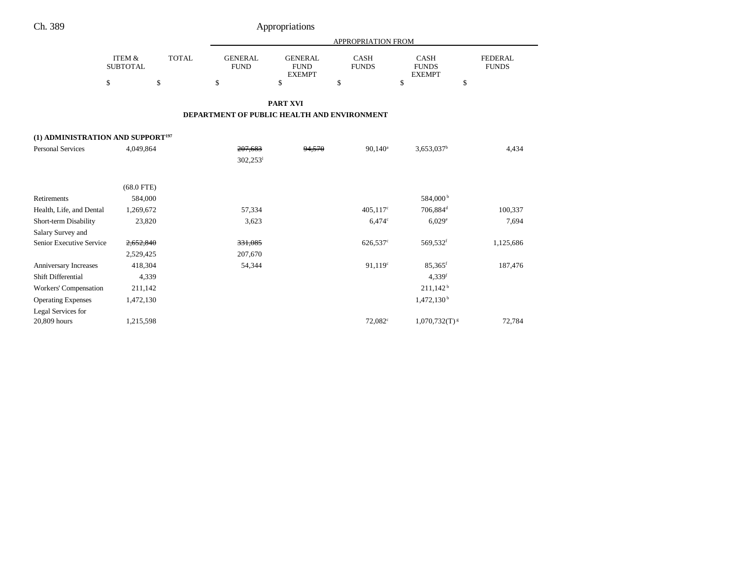## PART XVI

## DEPARTMENT OF PUBLIC HEALTH AND ENVIRONMENT

| | ITEM & SUBTOTAL | TOTAL | GENERAL FUND | GENERAL FUND EXEMPT | CASH FUNDS | CASH FUNDS EXEMPT | FEDERAL FUNDS |
|---|---|---|---|---|---|---|---|
| | $ | $ | $ | $ | $ | $ | $ |
| **(1) ADMINISTRATION AND SUPPORT**[197] | | | | | | | |
| Personal Services | 4,049,864 | | ~~207,683~~ 302,253[l] | ~~94,570~~ | 90,140[a] | 3,653,037[b] | 4,434 |
| | (68.0 FTE) | | | | | | |
| Retirements | 584,000 | | | | | 584,000[b] | |
| Health, Life, and Dental | 1,269,672 | | 57,334 | | 405,117[c] | 706,884[d] | 100,337 |
| Short-term Disability | 23,820 | | 3,623 | | 6,474[c] | 6,029[e] | 7,694 |
| Salary Survey and Senior Executive Service | ~~2,652,840~~ 2,529,425 | | ~~331,085~~ 207,670 | | 626,537[c] | 569,532[f] | 1,125,686 |
| Anniversary Increases | 418,304 | | 54,344 | | 91,119[c] | 85,365[f] | 187,476 |
| Shift Differential | 4,339 | | | | | 4,339[f] | |
| Workers' Compensation | 211,142 | | | | | 211,142[b] | |
| Operating Expenses | 1,472,130 | | | | | 1,472,130[b] | |
| Legal Services for 20,809 hours | 1,215,598 | | | | 72,082[c] | 1,070,732(T)[g] | 72,784 |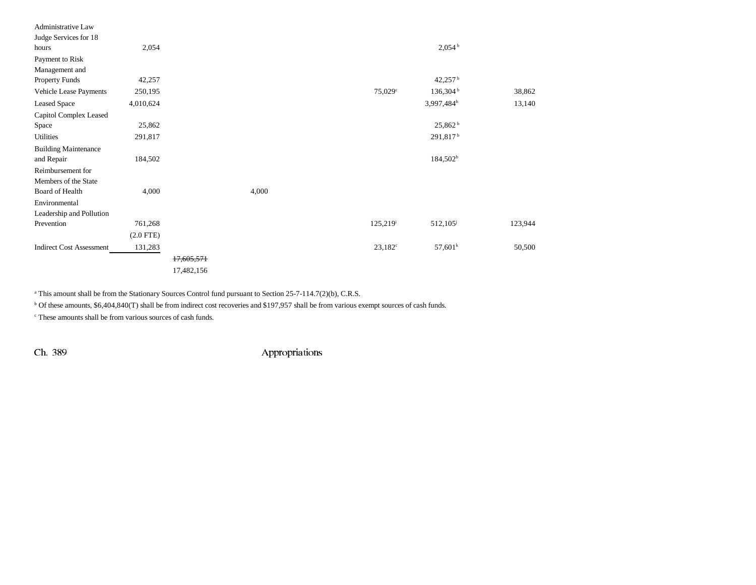| | | | | | | | |
|---|---|---|---|---|---|---|---|
| Administrative Law Judge Services for 18 hours | 2,054 | | | | | 2,054[b] | |
| Payment to Risk Management and Property Funds | 42,257 | | | | | 42,257[b] | |
| Vehicle Lease Payments | 250,195 | | | | 75,029[c] | 136,304[b] | 38,862 |
| Leased Space | 4,010,624 | | | | | 3,997,484[h] | 13,140 |
| Capitol Complex Leased Space | 25,862 | | | | | 25,862[b] | |
| Utilities | 291,817 | | | | | 291,817[b] | |
| Building Maintenance and Repair | 184,502 | | | | | 184,502[b] | |
| Reimbursement for Members of the State Board of Health | 4,000 | | 4,000 | | | | |
| Environmental Leadership and Pollution Prevention | 761,268 | | | | 125,219[i] | 512,105[j] | 123,944 |
| | (2.0 FTE) | | | | | | |
| Indirect Cost Assessment | 131,283 | | | | 23,182[c] | 57,601[k] | 50,500 |
| | | ~~17,605,571~~ | | | | | |
| | | 17,482,156 | | | | | |

[a] This amount shall be from the Stationary Sources Control fund pursuant to Section 25-7-114.7(2)(b), C.R.S.

[b] Of these amounts, $6,404,840(T) shall be from indirect cost recoveries and $197,957 shall be from various exempt sources of cash funds.

[c] These amounts shall be from various sources of cash funds.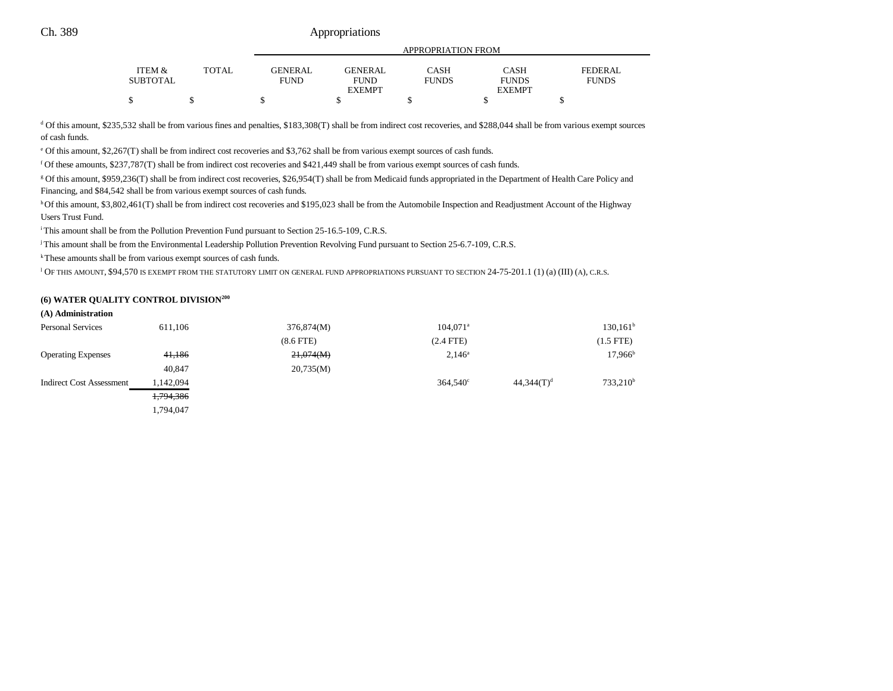| | ITEM & SUBTOTAL | TOTAL | GENERAL FUND | GENERAL FUND EXEMPT | CASH FUNDS | CASH FUNDS EXEMPT | FEDERAL FUNDS |
|---|---|---|---|---|---|---|---|
| | | | APPROPRIATION FROM | | | | |
| | $ | $ | $ | $ | $ | $ | $ |

[d] Of this amount, $235,532 shall be from various fines and penalties, $183,308(T) shall be from indirect cost recoveries, and $288,044 shall be from various exempt sources of cash funds.

[e] Of this amount, $2,267(T) shall be from indirect cost recoveries and $3,762 shall be from various exempt sources of cash funds.

[f] Of these amounts, $237,787(T) shall be from indirect cost recoveries and $421,449 shall be from various exempt sources of cash funds.

[g] Of this amount, $959,236(T) shall be from indirect cost recoveries, $26,954(T) shall be from Medicaid funds appropriated in the Department of Health Care Policy and Financing, and $84,542 shall be from various exempt sources of cash funds.

[h] Of this amount, $3,802,461(T) shall be from indirect cost recoveries and $195,023 shall be from the Automobile Inspection and Readjustment Account of the Highway Users Trust Fund.

[i] This amount shall be from the Pollution Prevention Fund pursuant to Section 25-16.5-109, C.R.S.

[j] This amount shall be from the Environmental Leadership Pollution Prevention Revolving Fund pursuant to Section 25-6.7-109, C.R.S.

[k] These amounts shall be from various exempt sources of cash funds.

[l] OF THIS AMOUNT, $94,570 IS EXEMPT FROM THE STATUTORY LIMIT ON GENERAL FUND APPROPRIATIONS PURSUANT TO SECTION 24-75-201.1 (1) (a) (III) (A), C.R.S.

**(6) WATER QUALITY CONTROL DIVISION[200]**

**(A) Administration**

| | ITEM & SUBTOTAL | TOTAL | GENERAL FUND | GENERAL FUND EXEMPT | CASH FUNDS | CASH FUNDS EXEMPT | FEDERAL FUNDS |
|---|---|---|---|---|---|---|---|
| Personal Services | 611,106 | | 376,874(M) | | 104,071[a] | | 130,161[b] |
| | | | (8.6 FTE) | | (2.4 FTE) | | (1.5 FTE) |
| Operating Expenses | ~~41,186~~ | | ~~21,074(M)~~ | | 2,146[a] | | 17,966[b] |
| | 40,847 | | 20,735(M) | | | | |
| Indirect Cost Assessment | 1,142,094 | | | | 364,540[c] | 44,344(T)[d] | 733,210[b] |
| | ~~1,794,386~~ | | | | | | |
| | 1,794,047 | | | | | | |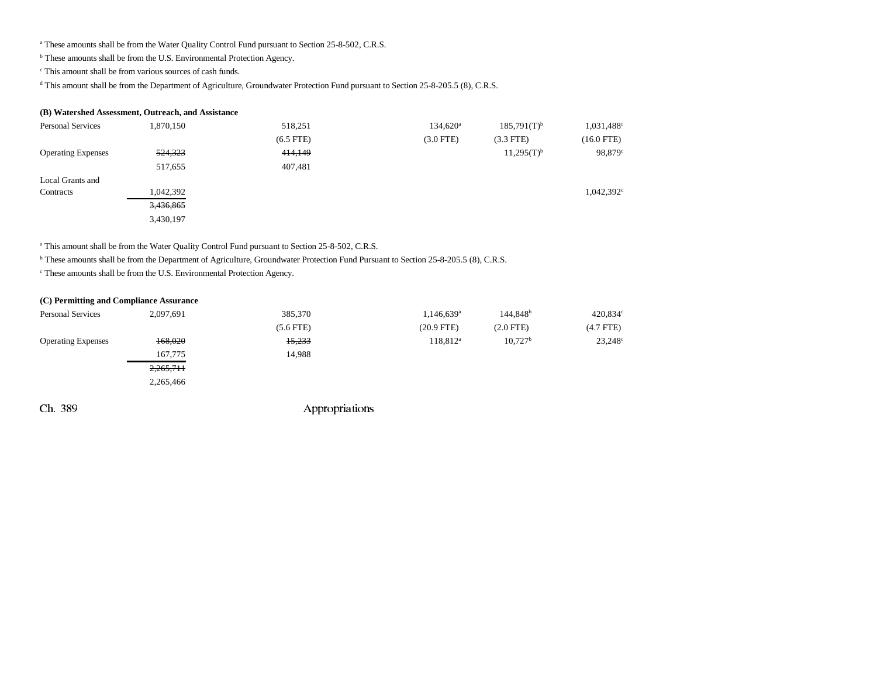[a] These amounts shall be from the Water Quality Control Fund pursuant to Section 25-8-502, C.R.S.

[b] These amounts shall be from the U.S. Environmental Protection Agency.

[c] This amount shall be from various sources of cash funds.

[d] This amount shall be from the Department of Agriculture, Groundwater Protection Fund pursuant to Section 25-8-205.5 (8), C.R.S.

**(B) Watershed Assessment, Outreach, and Assistance**

| | | | | | | |
|---|---|---|---|---|---|---|
| Personal Services | 1,870,150 | 518,251 | | 134,620[a] | 185,791(T)[b] | 1,031,488[c] |
| | | (6.5 FTE) | | (3.0 FTE) | (3.3 FTE) | (16.0 FTE) |
| Operating Expenses | ~~524,323~~ | ~~414,149~~ | | | 11,295(T)[b] | 98,879[c] |
| | 517,655 | 407,481 | | | | |
| Local Grants and Contracts | 1,042,392 | | | | | 1,042,392[c] |
| | ~~3,436,865~~ | | | | | |
| | 3,430,197 | | | | | |

[a] This amount shall be from the Water Quality Control Fund pursuant to Section 25-8-502, C.R.S.

[b] These amounts shall be from the Department of Agriculture, Groundwater Protection Fund Pursuant to Section 25-8-205.5 (8), C.R.S.

[c] These amounts shall be from the U.S. Environmental Protection Agency.

**(C) Permitting and Compliance Assurance**

| | | | | | | |
|---|---|---|---|---|---|---|
| Personal Services | 2,097,691 | 385,370 | | 1,146,639[a] | 144,848[b] | 420,834[c] |
| | | (5.6 FTE) | | (20.9 FTE) | (2.0 FTE) | (4.7 FTE) |
| Operating Expenses | ~~168,020~~ | ~~15,233~~ | | 118,812[a] | 10,727[b] | 23,248[c] |
| | 167,775 | 14,988 | | | | |
| | ~~2,265,711~~ | | | | | |
| | 2,265,466 | | | | | |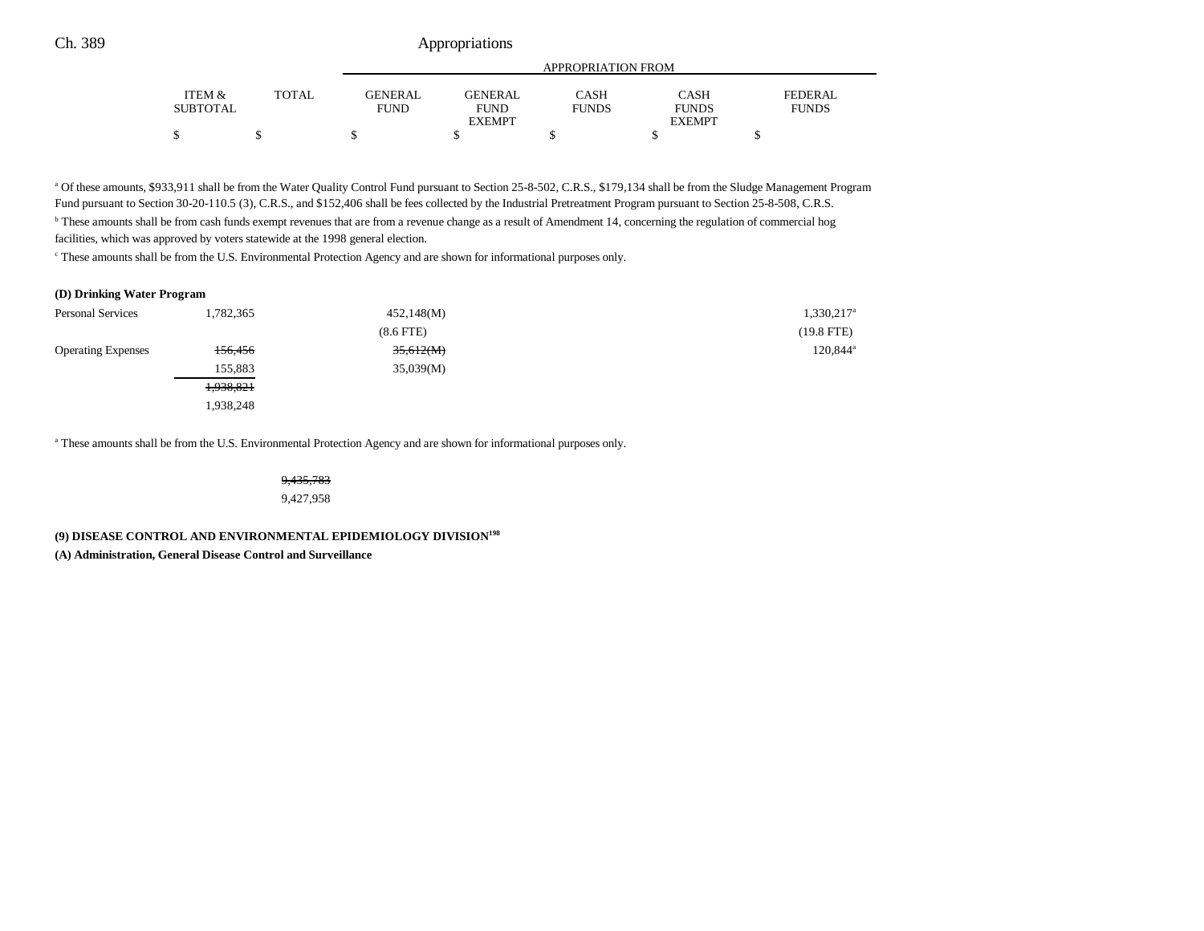| | ITEM & SUBTOTAL | TOTAL | APPROPRIATION FROM | | | | |
|---|---|---|---|---|---|---|---|
| | | | GENERAL FUND | GENERAL FUND EXEMPT | CASH FUNDS | CASH FUNDS EXEMPT | FEDERAL FUNDS |
| | $ | $ | $ | $ | $ | $ | $ |

[a] Of these amounts, $933,911 shall be from the Water Quality Control Fund pursuant to Section 25-8-502, C.R.S., $179,134 shall be from the Sludge Management Program Fund pursuant to Section 30-20-110.5 (3), C.R.S., and $152,406 shall be fees collected by the Industrial Pretreatment Program pursuant to Section 25-8-508, C.R.S.

[b] These amounts shall be from cash funds exempt revenues that are from a revenue change as a result of Amendment 14, concerning the regulation of commercial hog facilities, which was approved by voters statewide at the 1998 general election.

[c] These amounts shall be from the U.S. Environmental Protection Agency and are shown for informational purposes only.

**(D) Drinking Water Program**

| | ITEM & SUBTOTAL | TOTAL | GENERAL FUND | GENERAL FUND EXEMPT | CASH FUNDS | CASH FUNDS EXEMPT | FEDERAL FUNDS |
|---|---|---|---|---|---|---|---|
| Personal Services | 1,782,365 | | 452,148(M) | | | | 1,330,217[a] |
| | | | (8.6 FTE) | | | | (19.8 FTE) |
| Operating Expenses | ~~156,456~~ | | ~~35,612(M)~~ | | | | 120,844[a] |
| | 155,883 | | 35,039(M) | | | | |
| | ~~1,938,821~~ | | | | | | |
| | 1,938,248 | | | | | | |

[a] These amounts shall be from the U.S. Environmental Protection Agency and are shown for informational purposes only.

| | ITEM & SUBTOTAL | TOTAL | GENERAL FUND | GENERAL FUND EXEMPT | CASH FUNDS | CASH FUNDS EXEMPT | FEDERAL FUNDS |
|---|---|---|---|---|---|---|---|
| | | ~~9,435,783~~ | | | | | |
| | | 9,427,958 | | | | | |

**(9) DISEASE CONTROL AND ENVIRONMENTAL EPIDEMIOLOGY DIVISION[198]**

**(A) Administration, General Disease Control and Surveillance**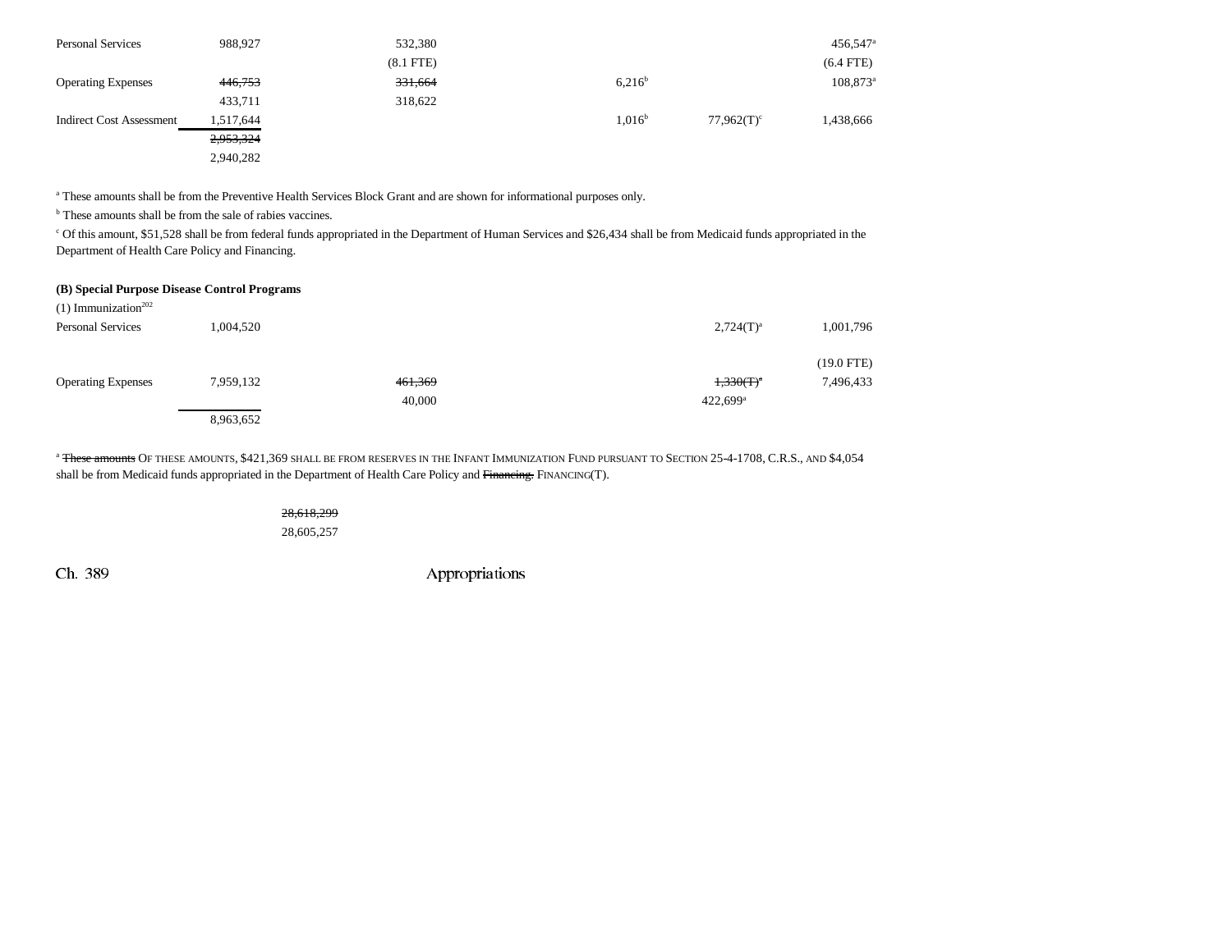| | | | | | |
|---|---|---|---|---|---|
| Personal Services | 988,927 | 532,380 | | | 456,547[a] |
| | | (8.1 FTE) | | | (6.4 FTE) |
| Operating Expenses | ~~446,753~~ | ~~331,664~~ | 6,216[b] | | 108,873[a] |
| | 433,711 | 318,622 | | | |
| Indirect Cost Assessment | 1,517,644 | | 1,016[b] | 77,962(T)[c] | 1,438,666 |
| | ~~2,953,324~~ | | | | |
| | 2,940,282 | | | | |

[a] These amounts shall be from the Preventive Health Services Block Grant and are shown for informational purposes only.

[b] These amounts shall be from the sale of rabies vaccines.

[c] Of this amount, $51,528 shall be from federal funds appropriated in the Department of Human Services and $26,434 shall be from Medicaid funds appropriated in the Department of Health Care Policy and Financing.

**(B) Special Purpose Disease Control Programs**

(1) Immunization[202]

| | | | | | |
|---|---|---|---|---|---|
| Personal Services | 1,004,520 | | | 2,724(T)[a] | 1,001,796 |
| | | | | | (19.0 FTE) |
| Operating Expenses | 7,959,132 | ~~461,369~~ | | ~~1,330(T)[a]~~ | 7,496,433 |
| | | 40,000 | | 422,699[a] | |
| | 8,963,652 | | | | |

[a] ~~These amounts~~ OF THESE AMOUNTS, $421,369 SHALL BE FROM RESERVES IN THE INFANT IMMUNIZATION FUND PURSUANT TO SECTION 25-4-1708, C.R.S., AND $4,054 shall be from Medicaid funds appropriated in the Department of Health Care Policy and ~~Financing.~~ FINANCING(T).

~~28,618,299~~
28,605,257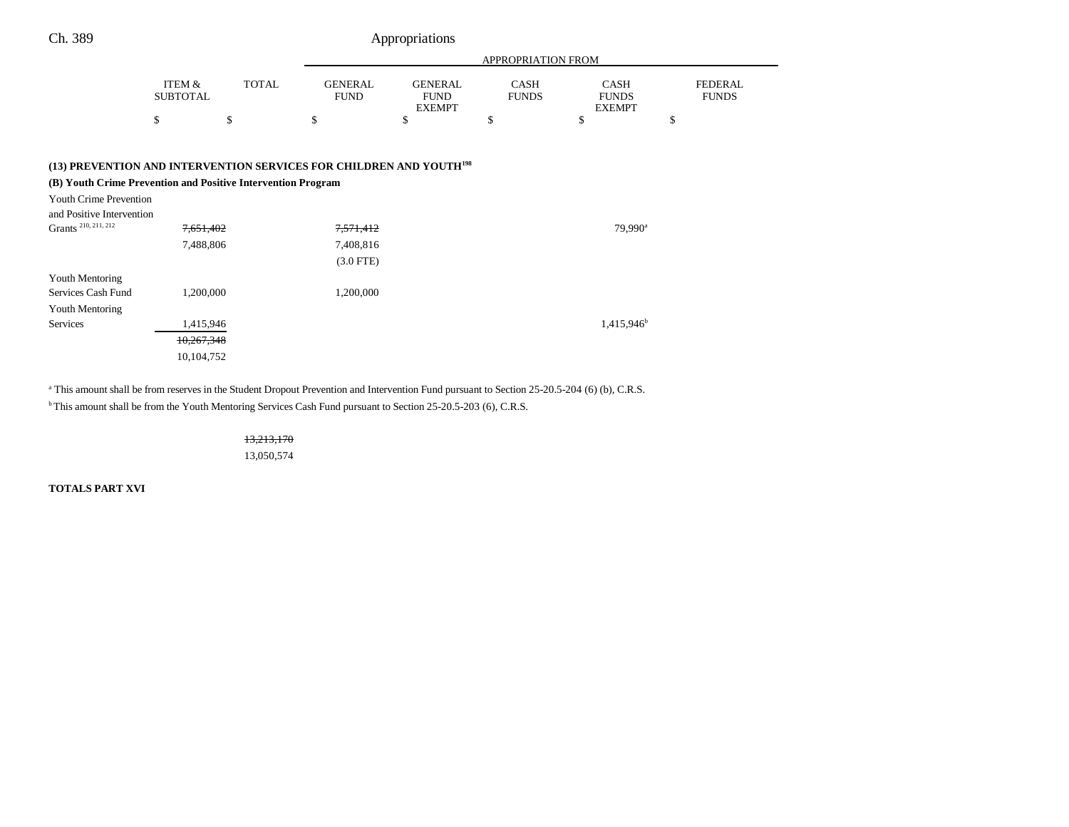| | ITEM & SUBTOTAL | TOTAL | GENERAL FUND | GENERAL FUND EXEMPT | CASH FUNDS | CASH FUNDS EXEMPT | FEDERAL FUNDS |
|---|---|---|---|---|---|---|---|
| | | | APPROPRIATION FROM | | | | |
| | $ | $ | $ | $ | $ | $ | $ |

**(13) PREVENTION AND INTERVENTION SERVICES FOR CHILDREN AND YOUTH[198]**

**(B) Youth Crime Prevention and Positive Intervention Program**

| | ITEM & SUBTOTAL | TOTAL | GENERAL FUND | GENERAL FUND EXEMPT | CASH FUNDS | CASH FUNDS EXEMPT | FEDERAL FUNDS |
|---|---|---|---|---|---|---|---|
| Youth Crime Prevention and Positive Intervention Grants [210, 211, 212] | ~~7,651,402~~ | | ~~7,571,412~~ | | | 79,990[a] | |
| | 7,488,806 | | 7,408,816 | | | | |
| | | | (3.0 FTE) | | | | |
| Youth Mentoring Services Cash Fund | 1,200,000 | | 1,200,000 | | | | |
| Youth Mentoring Services | 1,415,946 | | | | | 1,415,946[b] | |
| | ~~10,267,348~~ | | | | | | |
| | 10,104,752 | | | | | | |

[a] This amount shall be from reserves in the Student Dropout Prevention and Intervention Fund pursuant to Section 25-20.5-204 (6) (b), C.R.S.

[b] This amount shall be from the Youth Mentoring Services Cash Fund pursuant to Section 25-20.5-203 (6), C.R.S.

| | ITEM & SUBTOTAL | TOTAL | GENERAL FUND | GENERAL FUND EXEMPT | CASH FUNDS | CASH FUNDS EXEMPT | FEDERAL FUNDS |
|---|---|---|---|---|---|---|---|
| | | ~~13,213,170~~ | | | | | |
| | | 13,050,574 | | | | | |

**TOTALS PART XVI**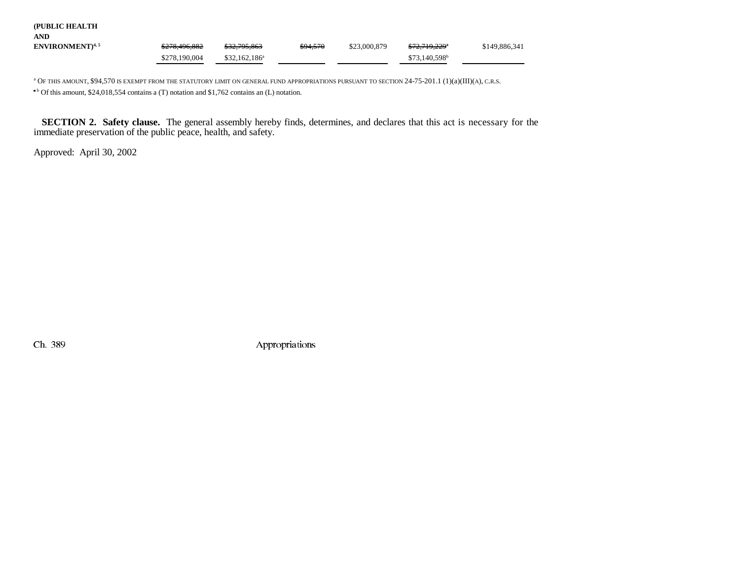| | | | | | | |
|---|---|---|---|---|---|---|
| (PUBLIC HEALTH AND ENVIRONMENT)[4, 5] | ~~$278,496,882~~ | ~~$32,795,863~~ | ~~$94,570~~ | $23,000,879 | ~~$72,719,229[a]~~ | $149,886,341 |
| | $278,190,004 | $32,162,186[a] | | | $73,140,598[b] | |

[a] OF THIS AMOUNT, $94,570 IS EXEMPT FROM THE STATUTORY LIMIT ON GENERAL FUND APPROPRIATIONS PURSUANT TO SECTION 24-75-201.1 (1)(a)(III)(A), C.R.S.

~~[a]~~ [b] Of this amount, $24,018,554 contains a (T) notation and $1,762 contains an (L) notation.

**SECTION 2. Safety clause.** The general assembly hereby finds, determines, and declares that this act is necessary for the immediate preservation of the public peace, health, and safety.

Approved: April 30, 2002